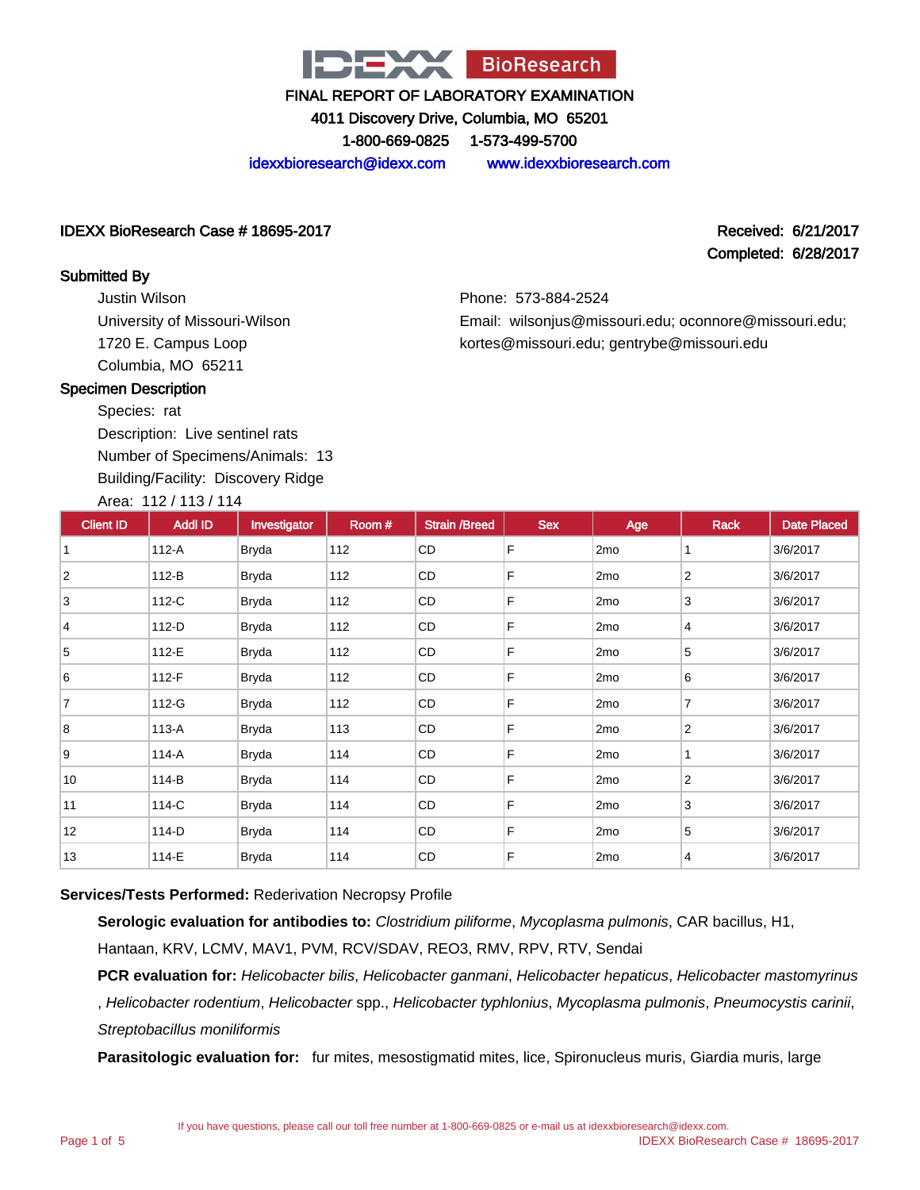# IDEXX BioResearch

**FINAL REPORT OF LABORATORY EXAMINATION**

**4011 Discovery Drive, Columbia, MO 65201**

**1-800-669-0825 1-573-499-5700**

idexxbioresearch@idexx.com www.idexxbioresearch.com

**IDEXX BioResearch Case # 18695-2017**

**Received: 6/21/2017**
**Completed: 6/28/2017**

**Submitted By**

Justin Wilson
University of Missouri-Wilson
1720 E. Campus Loop
Columbia, MO 65211

Phone: 573-884-2524
Email: wilsonjus@missouri.edu; oconnore@missouri.edu; kortes@missouri.edu; gentrybe@missouri.edu

**Specimen Description**

Species: rat
Description: Live sentinel rats
Number of Specimens/Animals: 13
Building/Facility: Discovery Ridge
Area: 112 / 113 / 114

| Client ID | Addl ID | Investigator | Room # | Strain /Breed | Sex | Age | Rack | Date Placed |
|---|---|---|---|---|---|---|---|---|
| 1 | 112-A | Bryda | 112 | CD | F | 2mo | 1 | 3/6/2017 |
| 2 | 112-B | Bryda | 112 | CD | F | 2mo | 2 | 3/6/2017 |
| 3 | 112-C | Bryda | 112 | CD | F | 2mo | 3 | 3/6/2017 |
| 4 | 112-D | Bryda | 112 | CD | F | 2mo | 4 | 3/6/2017 |
| 5 | 112-E | Bryda | 112 | CD | F | 2mo | 5 | 3/6/2017 |
| 6 | 112-F | Bryda | 112 | CD | F | 2mo | 6 | 3/6/2017 |
| 7 | 112-G | Bryda | 112 | CD | F | 2mo | 7 | 3/6/2017 |
| 8 | 113-A | Bryda | 113 | CD | F | 2mo | 2 | 3/6/2017 |
| 9 | 114-A | Bryda | 114 | CD | F | 2mo | 1 | 3/6/2017 |
| 10 | 114-B | Bryda | 114 | CD | F | 2mo | 2 | 3/6/2017 |
| 11 | 114-C | Bryda | 114 | CD | F | 2mo | 3 | 3/6/2017 |
| 12 | 114-D | Bryda | 114 | CD | F | 2mo | 5 | 3/6/2017 |
| 13 | 114-E | Bryda | 114 | CD | F | 2mo | 4 | 3/6/2017 |

**Services/Tests Performed:** Rederivation Necropsy Profile

**Serologic evaluation for antibodies to:** *Clostridium piliforme*, *Mycoplasma pulmonis*, CAR bacillus, H1, Hantaan, KRV, LCMV, MAV1, PVM, RCV/SDAV, REO3, RMV, RPV, RTV, Sendai

**PCR evaluation for:** *Helicobacter bilis*, *Helicobacter ganmani*, *Helicobacter hepaticus*, *Helicobacter mastomyrinus*, *Helicobacter rodentium*, *Helicobacter* spp., *Helicobacter typhlonius*, *Mycoplasma pulmonis*, *Pneumocystis carinii*, *Streptobacillus moniliformis*

**Parasitologic evaluation for:** fur mites, mesostigmatid mites, lice, Spironucleus muris, Giardia muris, large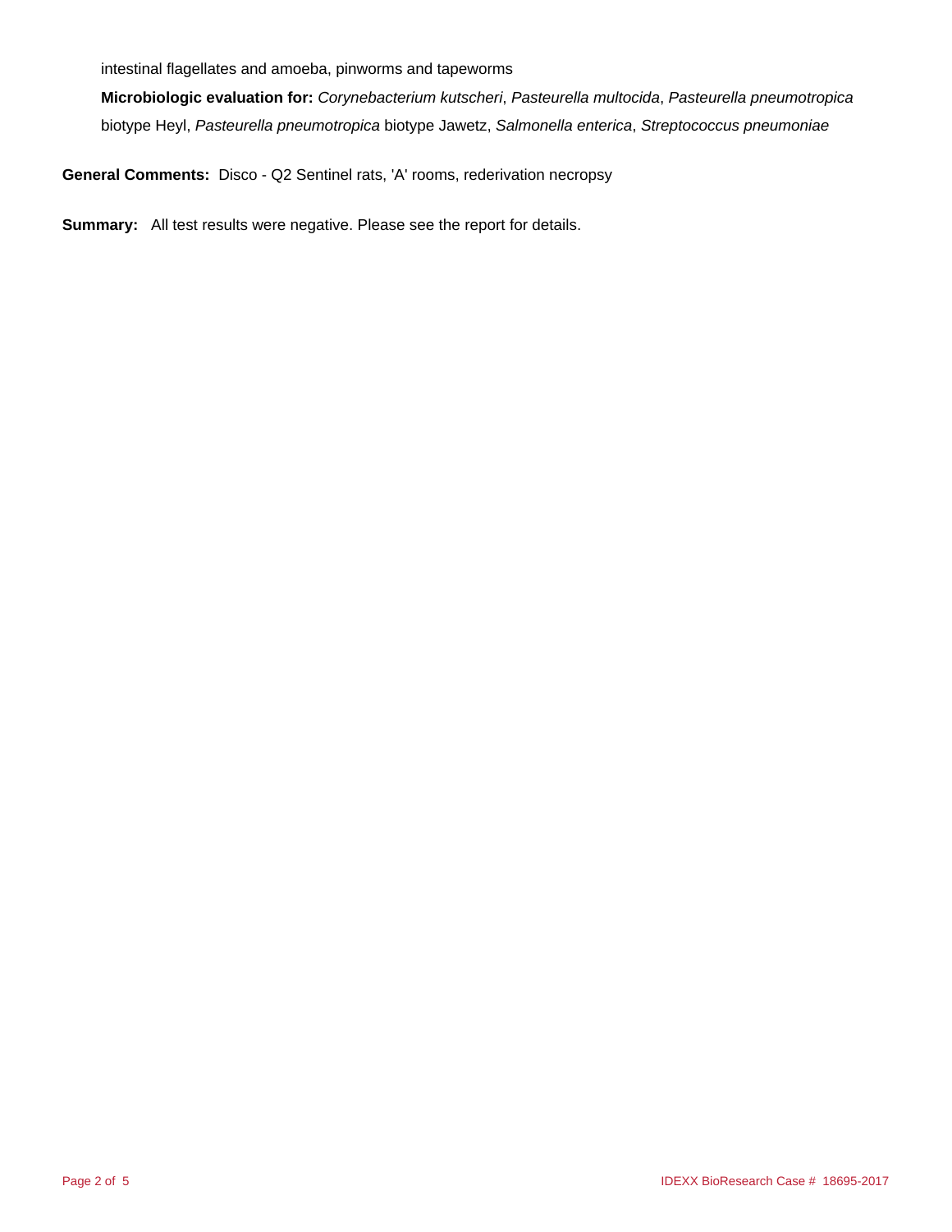intestinal flagellates and amoeba, pinworms and tapeworms

**Microbiologic evaluation for:** *Corynebacterium kutscheri*, *Pasteurella multocida*, *Pasteurella pneumotropica* biotype Heyl, *Pasteurella pneumotropica* biotype Jawetz, *Salmonella enterica*, *Streptococcus pneumoniae*

**General Comments:** Disco - Q2 Sentinel rats, 'A' rooms, rederivation necropsy

**Summary:** All test results were negative. Please see the report for details.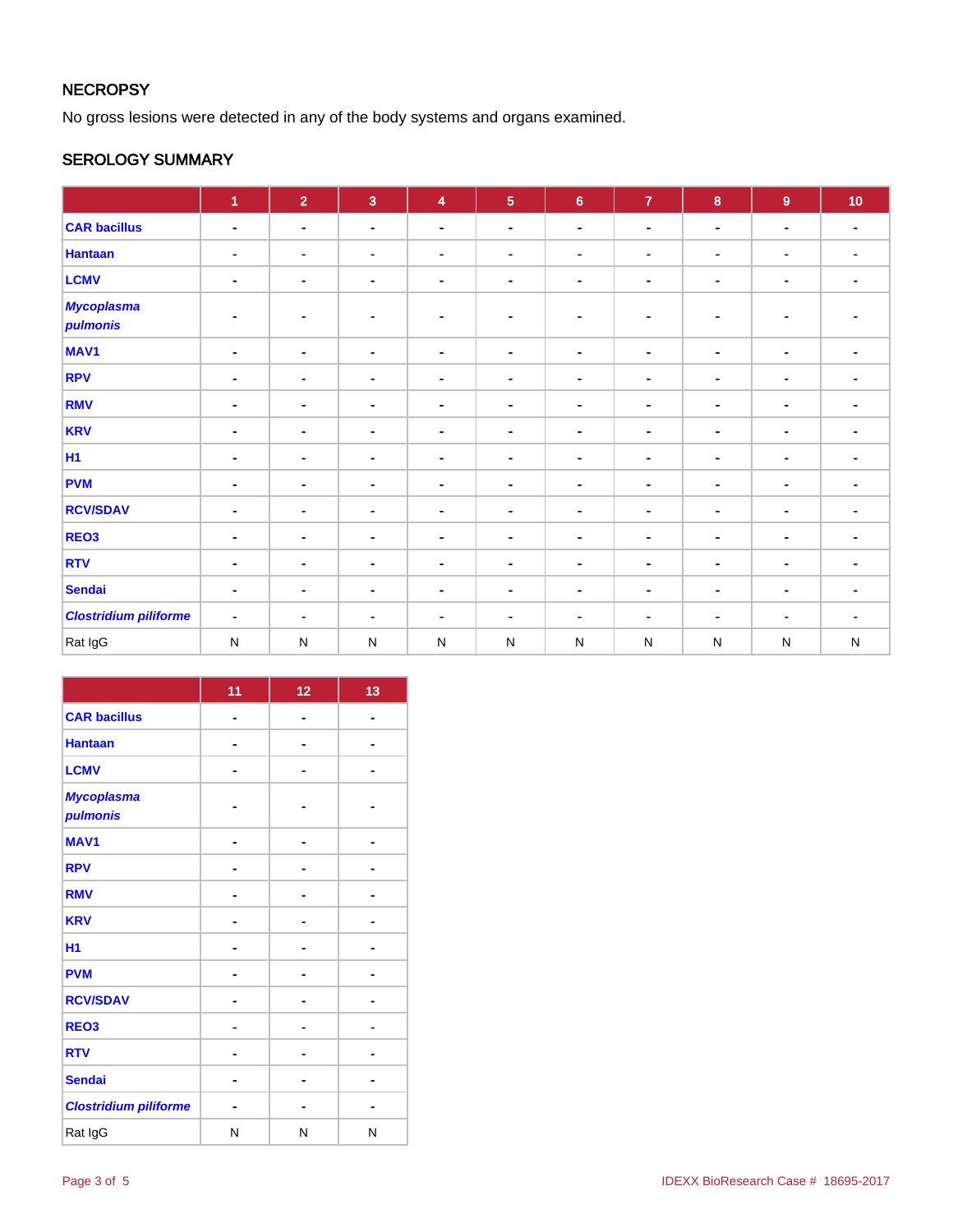## NECROPSY

No gross lesions were detected in any of the body systems and organs examined.

## SEROLOGY SUMMARY

| | 1 | 2 | 3 | 4 | 5 | 6 | 7 | 8 | 9 | 10 |
|---|---|---|---|---|---|---|---|---|---|---|
| CAR bacillus | - | - | - | - | - | - | - | - | - | - |
| Hantaan | - | - | - | - | - | - | - | - | - | - |
| LCMV | - | - | - | - | - | - | - | - | - | - |
| *Mycoplasma pulmonis* | - | - | - | - | - | - | - | - | - | - |
| MAV1 | - | - | - | - | - | - | - | - | - | - |
| RPV | - | - | - | - | - | - | - | - | - | - |
| RMV | - | - | - | - | - | - | - | - | - | - |
| KRV | - | - | - | - | - | - | - | - | - | - |
| H1 | - | - | - | - | - | - | - | - | - | - |
| PVM | - | - | - | - | - | - | - | - | - | - |
| RCV/SDAV | - | - | - | - | - | - | - | - | - | - |
| REO3 | - | - | - | - | - | - | - | - | - | - |
| RTV | - | - | - | - | - | - | - | - | - | - |
| Sendai | - | - | - | - | - | - | - | - | - | - |
| *Clostridium piliforme* | - | - | - | - | - | - | - | - | - | - |
| Rat IgG | N | N | N | N | N | N | N | N | N | N |

| | 11 | 12 | 13 |
|---|---|---|---|
| CAR bacillus | - | - | - |
| Hantaan | - | - | - |
| LCMV | - | - | - |
| *Mycoplasma pulmonis* | - | - | - |
| MAV1 | - | - | - |
| RPV | - | - | - |
| RMV | - | - | - |
| KRV | - | - | - |
| H1 | - | - | - |
| PVM | - | - | - |
| RCV/SDAV | - | - | - |
| REO3 | - | - | - |
| RTV | - | - | - |
| Sendai | - | - | - |
| *Clostridium piliforme* | - | - | - |
| Rat IgG | N | N | N |

IDEXX BioResearch Case # 18695-2017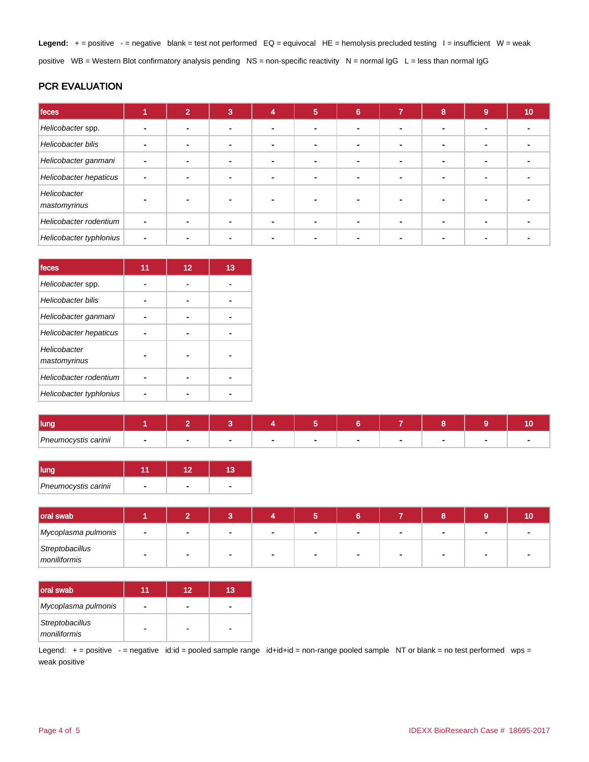**Legend:** + = positive - = negative blank = test not performed EQ = equivocal HE = hemolysis precluded testing I = insufficient W = weak positive WB = Western Blot confirmatory analysis pending NS = non-specific reactivity N = normal IgG L = less than normal IgG

## PCR EVALUATION

| feces | 1 | 2 | 3 | 4 | 5 | 6 | 7 | 8 | 9 | 10 |
|---|---|---|---|---|---|---|---|---|---|---|
| *Helicobacter* spp. | - | - | - | - | - | - | - | - | - | - |
| *Helicobacter bilis* | - | - | - | - | - | - | - | - | - | - |
| *Helicobacter ganmani* | - | - | - | - | - | - | - | - | - | - |
| *Helicobacter hepaticus* | - | - | - | - | - | - | - | - | - | - |
| *Helicobacter mastomyrinus* | - | - | - | - | - | - | - | - | - | - |
| *Helicobacter rodentium* | - | - | - | - | - | - | - | - | - | - |
| *Helicobacter typhlonius* | - | - | - | - | - | - | - | - | - | - |

| feces | 11 | 12 | 13 |
|---|---|---|---|
| *Helicobacter* spp. | - | - | - |
| *Helicobacter bilis* | - | - | - |
| *Helicobacter ganmani* | - | - | - |
| *Helicobacter hepaticus* | - | - | - |
| *Helicobacter mastomyrinus* | - | - | - |
| *Helicobacter rodentium* | - | - | - |
| *Helicobacter typhlonius* | - | - | - |

| lung | 1 | 2 | 3 | 4 | 5 | 6 | 7 | 8 | 9 | 10 |
|---|---|---|---|---|---|---|---|---|---|---|
| *Pneumocystis carinii* | - | - | - | - | - | - | - | - | - | - |

| lung | 11 | 12 | 13 |
|---|---|---|---|
| *Pneumocystis carinii* | - | - | - |

| oral swab | 1 | 2 | 3 | 4 | 5 | 6 | 7 | 8 | 9 | 10 |
|---|---|---|---|---|---|---|---|---|---|---|
| *Mycoplasma pulmonis* | - | - | - | - | - | - | - | - | - | - |
| *Streptobacillus moniliformis* | - | - | - | - | - | - | - | - | - | - |

| oral swab | 11 | 12 | 13 |
|---|---|---|---|
| *Mycoplasma pulmonis* | - | - | - |
| *Streptobacillus moniliformis* | - | - | - |

Legend: + = positive - = negative id:id = pooled sample range id+id+id = non-range pooled sample NT or blank = no test performed wps = weak positive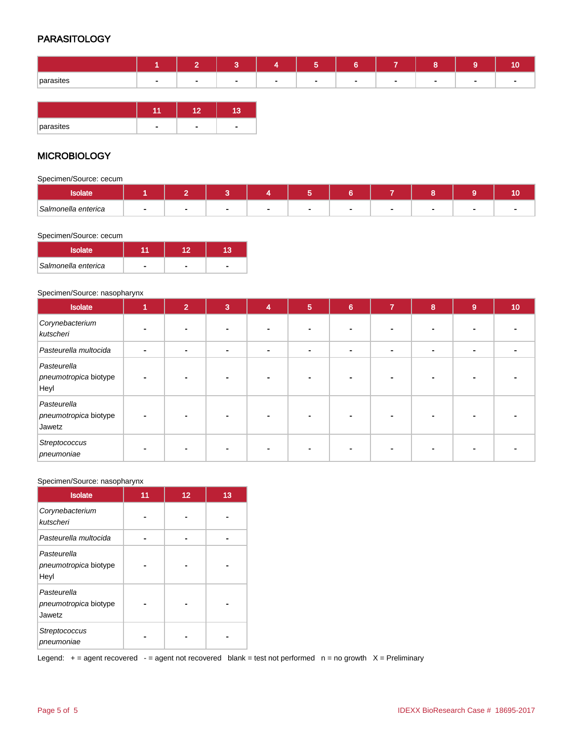## PARASITOLOGY

| | 1 | 2 | 3 | 4 | 5 | 6 | 7 | 8 | 9 | 10 |
|---|---|---|---|---|---|---|---|---|---|---|
| parasites | - | - | - | - | - | - | - | - | - | - |

| | 11 | 12 | 13 |
|---|---|---|---|
| parasites | - | - | - |

## MICROBIOLOGY

Specimen/Source: cecum

| Isolate | 1 | 2 | 3 | 4 | 5 | 6 | 7 | 8 | 9 | 10 |
|---|---|---|---|---|---|---|---|---|---|---|
| *Salmonella enterica* | - | - | - | - | - | - | - | - | - | - |

Specimen/Source: cecum

| Isolate | 11 | 12 | 13 |
|---|---|---|---|
| *Salmonella enterica* | - | - | - |

Specimen/Source: nasopharynx

| Isolate | 1 | 2 | 3 | 4 | 5 | 6 | 7 | 8 | 9 | 10 |
|---|---|---|---|---|---|---|---|---|---|---|
| *Corynebacterium kutscheri* | - | - | - | - | - | - | - | - | - | - |
| *Pasteurella multocida* | - | - | - | - | - | - | - | - | - | - |
| *Pasteurella pneumotropica* biotype Heyl | - | - | - | - | - | - | - | - | - | - |
| *Pasteurella pneumotropica* biotype Jawetz | - | - | - | - | - | - | - | - | - | - |
| *Streptococcus pneumoniae* | - | - | - | - | - | - | - | - | - | - |

Specimen/Source: nasopharynx

| Isolate | 11 | 12 | 13 |
|---|---|---|---|
| *Corynebacterium kutscheri* | - | - | - |
| *Pasteurella multocida* | - | - | - |
| *Pasteurella pneumotropica* biotype Heyl | - | - | - |
| *Pasteurella pneumotropica* biotype Jawetz | - | - | - |
| *Streptococcus pneumoniae* | - | - | - |

Legend: + = agent recovered - = agent not recovered blank = test not performed n = no growth X = Preliminary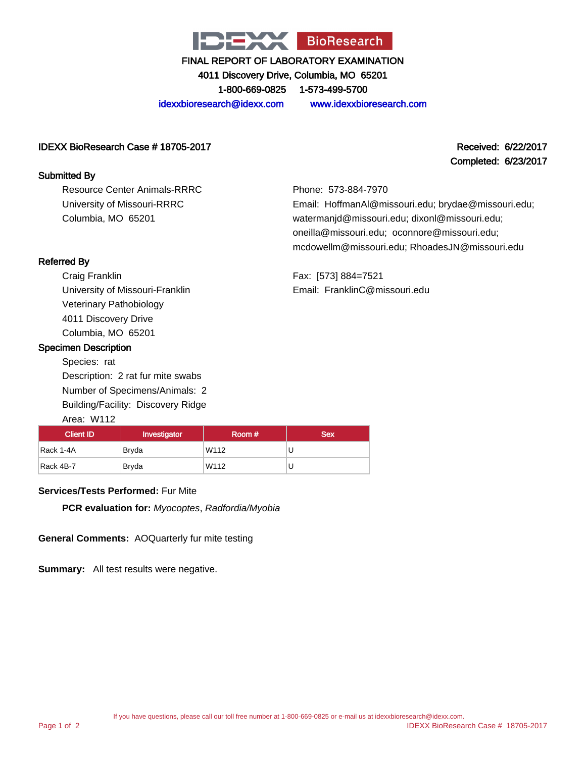IDEXX BioResearch

# FINAL REPORT OF LABORATORY EXAMINATION

4011 Discovery Drive, Columbia, MO 65201

1-800-669-0825    1-573-499-5700

idexxbioresearch@idexx.com    www.idexxbioresearch.com

**IDEXX BioResearch Case # 18705-2017**

**Received: 6/22/2017**
**Completed: 6/23/2017**

## Submitted By

Resource Center Animals-RRRC
University of Missouri-RRRC
Columbia, MO 65201

Phone: 573-884-7970
Email: HoffmanAl@missouri.edu; brydae@missouri.edu; watermanjd@missouri.edu; dixonl@missouri.edu; oneilla@missouri.edu; oconnore@missouri.edu; mcdowellm@missouri.edu; RhoadesJN@missouri.edu

## Referred By

Craig Franklin
University of Missouri-Franklin
Veterinary Pathobiology
4011 Discovery Drive
Columbia, MO 65201

Fax: [573] 884=7521
Email: FranklinC@missouri.edu

## Specimen Description

Species: rat
Description: 2 rat fur mite swabs
Number of Specimens/Animals: 2
Building/Facility: Discovery Ridge
Area: W112

| Client ID | Investigator | Room # | Sex |
|---|---|---|---|
| Rack 1-4A | Bryda | W112 | U |
| Rack 4B-7 | Bryda | W112 | U |

**Services/Tests Performed:** Fur Mite

**PCR evaluation for:** *Myocoptes*, *Radfordia/Myobia*

**General Comments:** AOQuarterly fur mite testing

**Summary:** All test results were negative.

If you have questions, please call our toll free number at 1-800-669-0825 or e-mail us at idexxbioresearch@idexx.com.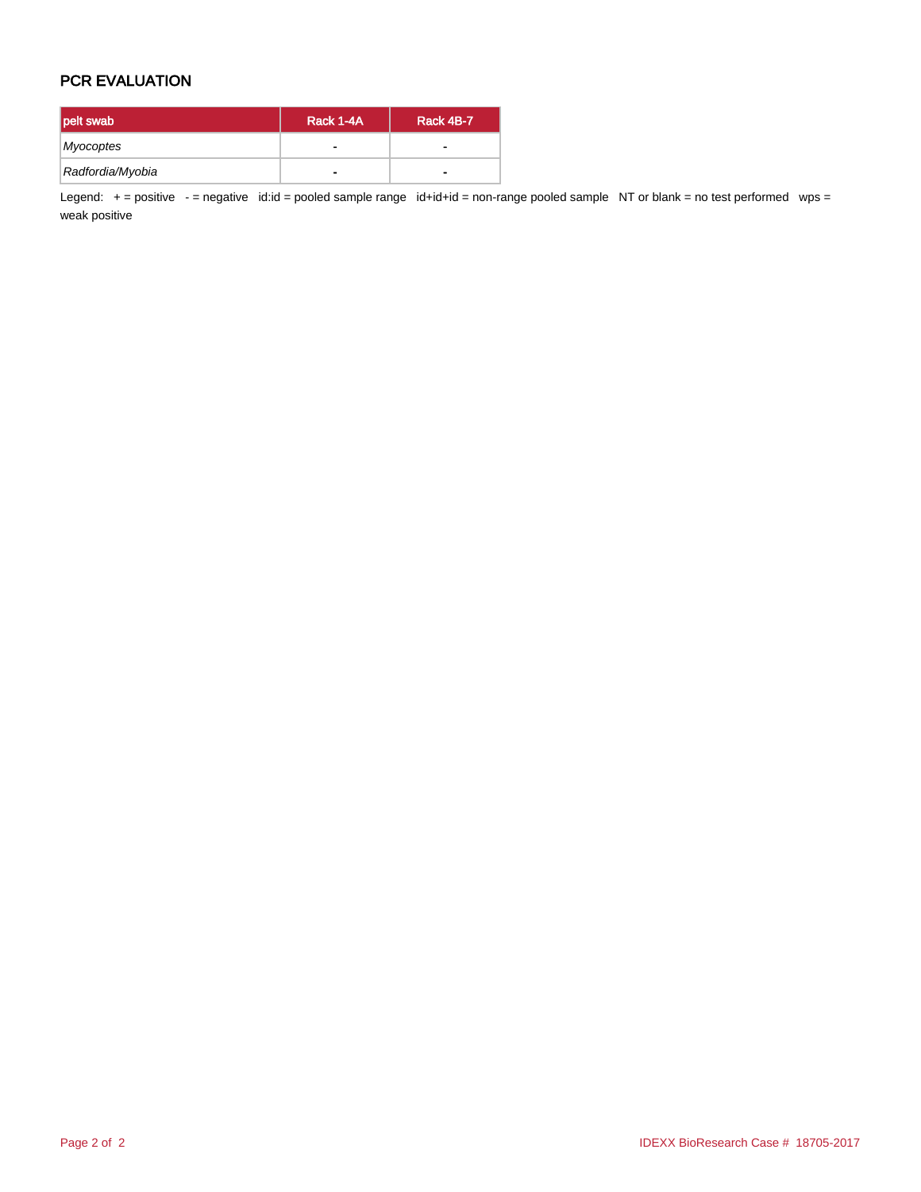## PCR EVALUATION

| pelt swab | Rack 1-4A | Rack 4B-7 |
|---|---|---|
| *Myocoptes* | - | - |
| *Radfordia/Myobia* | - | - |

Legend: + = positive - = negative id:id = pooled sample range id+id+id = non-range pooled sample NT or blank = no test performed wps = weak positive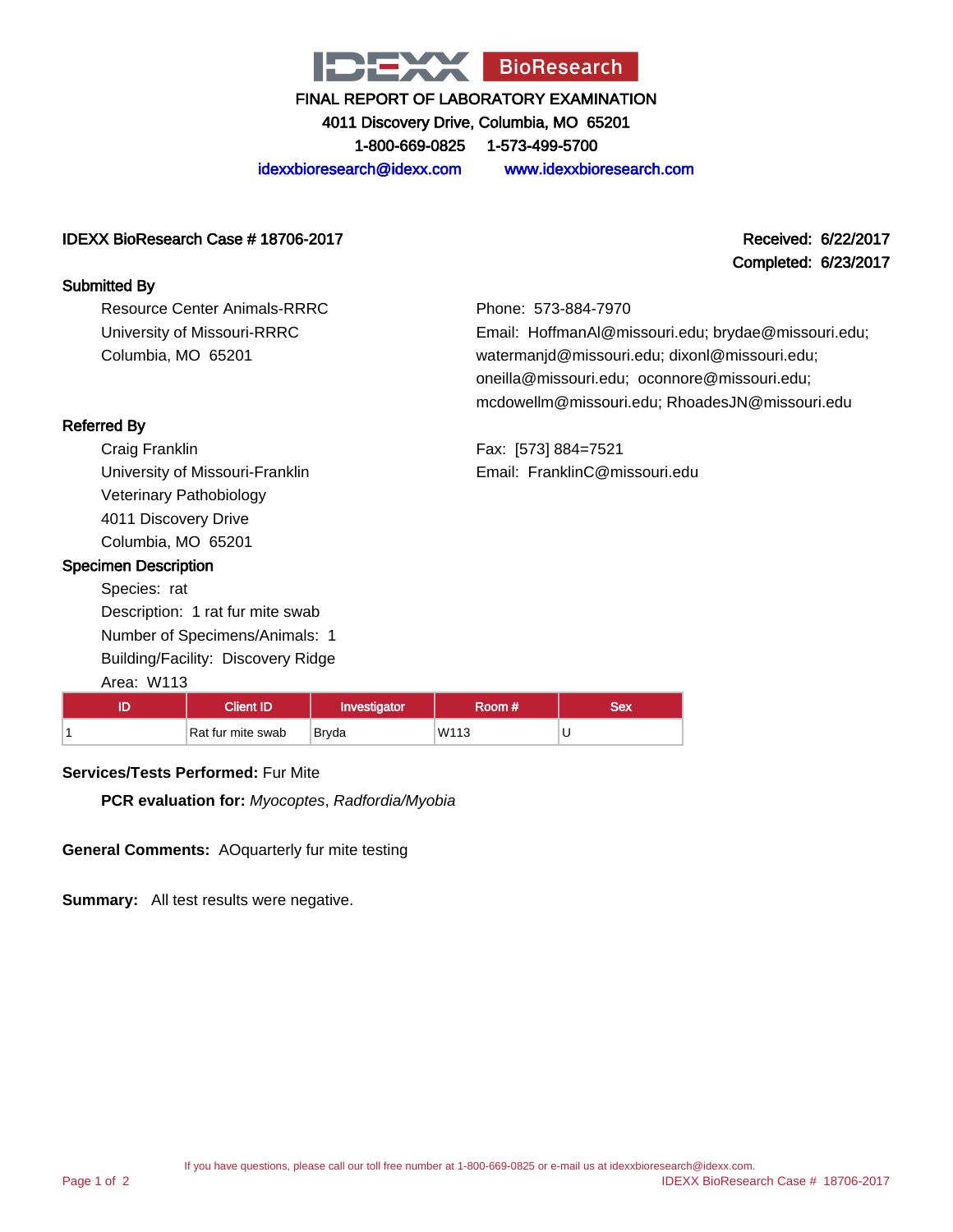# IDEXX BioResearch

## FINAL REPORT OF LABORATORY EXAMINATION

4011 Discovery Drive, Columbia, MO 65201

1-800-669-0825    1-573-499-5700

idexxbioresearch@idexx.com    www.idexxbioresearch.com

**IDEXX BioResearch Case # 18706-2017**

**Received: 6/22/2017**
**Completed: 6/23/2017**

### Submitted By

Resource Center Animals-RRRC
University of Missouri-RRRC
Columbia, MO 65201

Phone: 573-884-7970
Email: HoffmanAl@missouri.edu; brydae@missouri.edu; watermanjd@missouri.edu; dixonl@missouri.edu; oneilla@missouri.edu; oconnore@missouri.edu; mcdowellm@missouri.edu; RhoadesJN@missouri.edu

### Referred By

Craig Franklin
University of Missouri-Franklin
Veterinary Pathobiology
4011 Discovery Drive
Columbia, MO 65201

Fax: [573] 884=7521
Email: FranklinC@missouri.edu

### Specimen Description

Species: rat
Description: 1 rat fur mite swab
Number of Specimens/Animals: 1
Building/Facility: Discovery Ridge
Area: W113

| ID | Client ID | Investigator | Room # | Sex |
|---|---|---|---|---|
| 1 | Rat fur mite swab | Bryda | W113 | U |

**Services/Tests Performed:** Fur Mite

**PCR evaluation for:** *Myocoptes*, *Radfordia/Myobia*

**General Comments:** AOquarterly fur mite testing

**Summary:** All test results were negative.

If you have questions, please call our toll free number at 1-800-669-0825 or e-mail us at idexxbioresearch@idexx.com.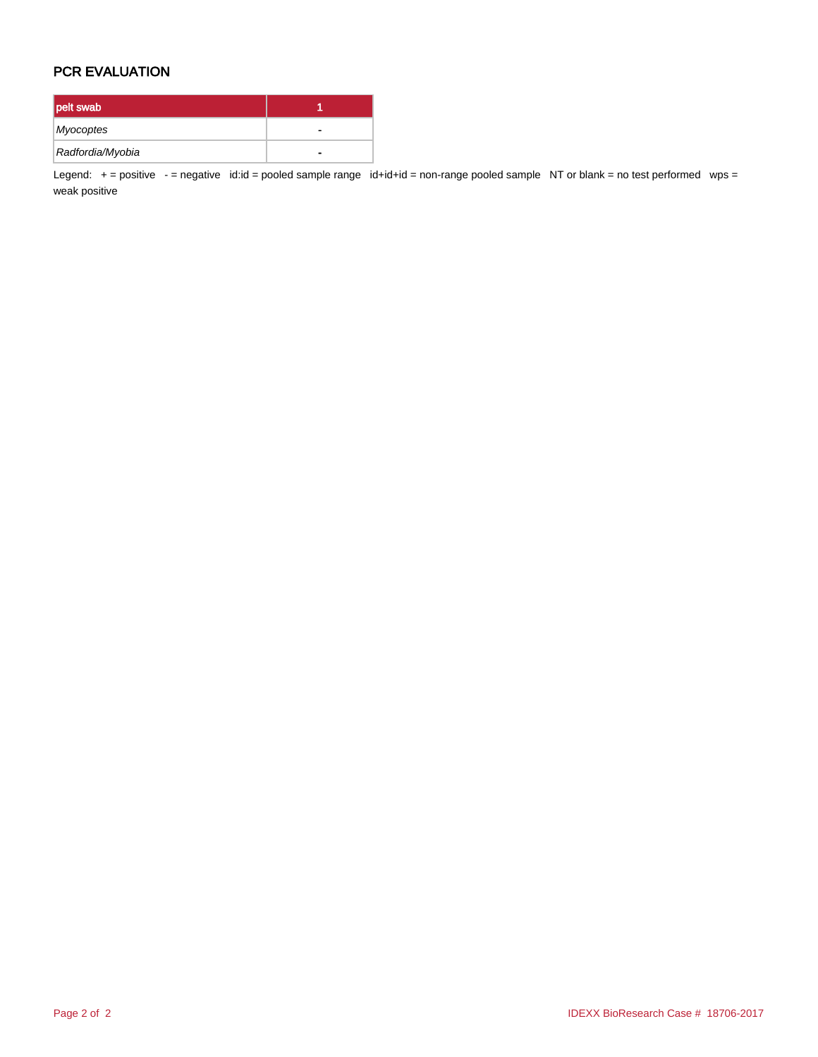## PCR EVALUATION

| pelt swab | 1 |
|---|---|
| *Myocoptes* | - |
| *Radfordia/Myobia* | - |

Legend: + = positive - = negative id:id = pooled sample range id+id+id = non-range pooled sample NT or blank = no test performed wps = weak positive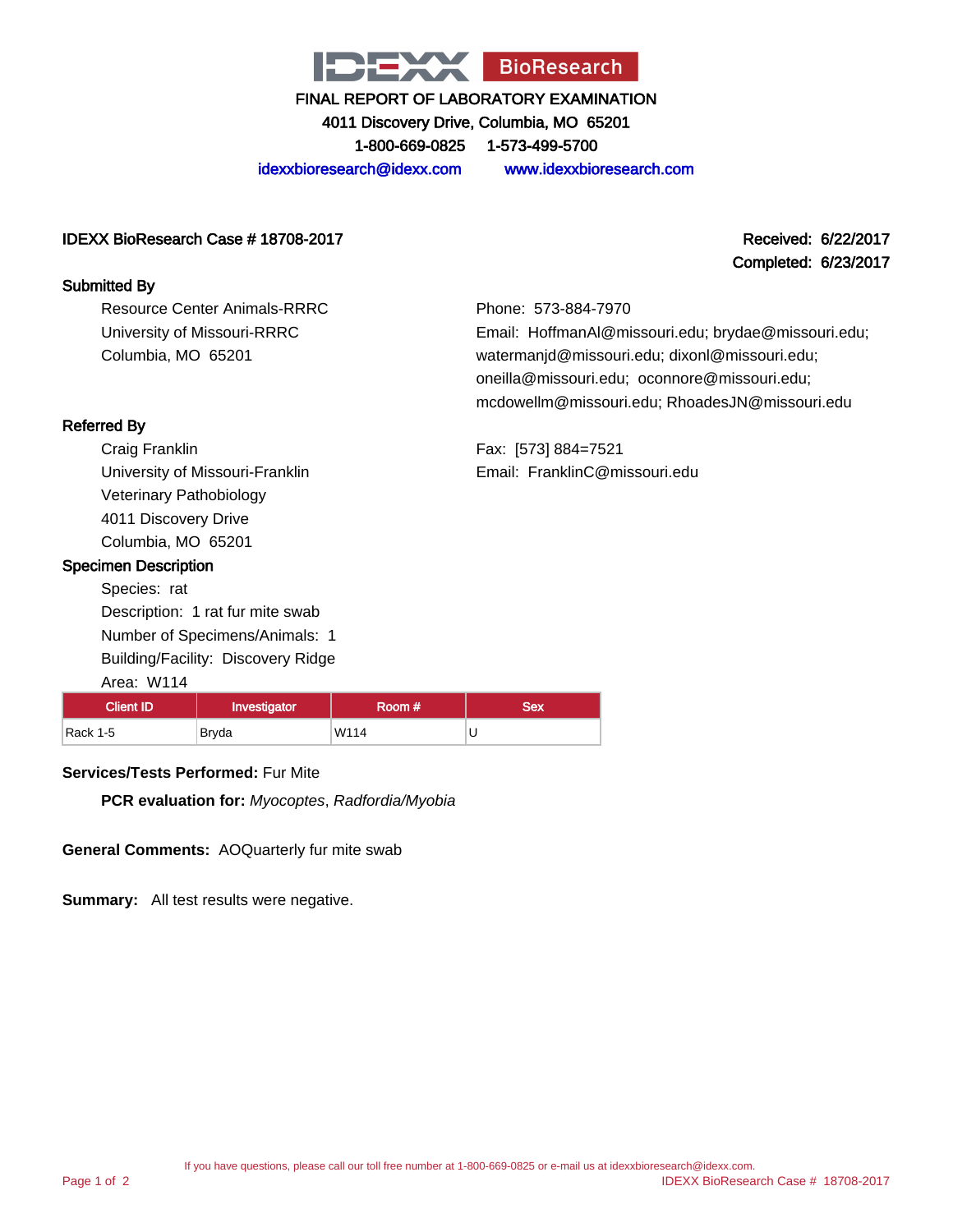IDEXX BioResearch

FINAL REPORT OF LABORATORY EXAMINATION

4011 Discovery Drive, Columbia, MO 65201

1-800-669-0825    1-573-499-5700

idexxbioresearch@idexx.com    www.idexxbioresearch.com

**IDEXX BioResearch Case # 18708-2017**

**Received: 6/22/2017**
**Completed: 6/23/2017**

**Submitted By**

Resource Center Animals-RRRC
University of Missouri-RRRC
Columbia, MO 65201

Phone: 573-884-7970
Email: HoffmanAl@missouri.edu; brydae@missouri.edu; watermanjd@missouri.edu; dixonl@missouri.edu; oneilla@missouri.edu; oconnore@missouri.edu; mcdowellm@missouri.edu; RhoadesJN@missouri.edu

**Referred By**

Craig Franklin
University of Missouri-Franklin
Veterinary Pathobiology
4011 Discovery Drive
Columbia, MO 65201

Fax: [573] 884=7521
Email: FranklinC@missouri.edu

**Specimen Description**

Species: rat
Description: 1 rat fur mite swab
Number of Specimens/Animals: 1
Building/Facility: Discovery Ridge
Area: W114

| Client ID | Investigator | Room # | Sex |
|---|---|---|---|
| Rack 1-5 | Bryda | W114 | U |

**Services/Tests Performed:** Fur Mite

**PCR evaluation for:** *Myocoptes*, *Radfordia/Myobia*

**General Comments:** AOQuarterly fur mite swab

**Summary:** All test results were negative.

If you have questions, please call our toll free number at 1-800-669-0825 or e-mail us at idexxbioresearch@idexx.com.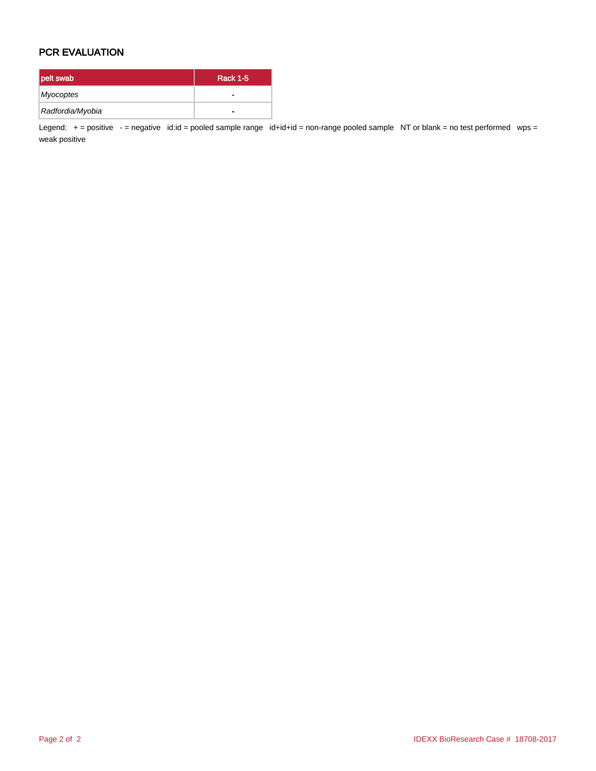## PCR EVALUATION

| pelt swab | Rack 1-5 |
|---|---|
| *Myocoptes* | - |
| *Radfordia/Myobia* | - |

Legend: + = positive - = negative id:id = pooled sample range id+id+id = non-range pooled sample NT or blank = no test performed wps = weak positive